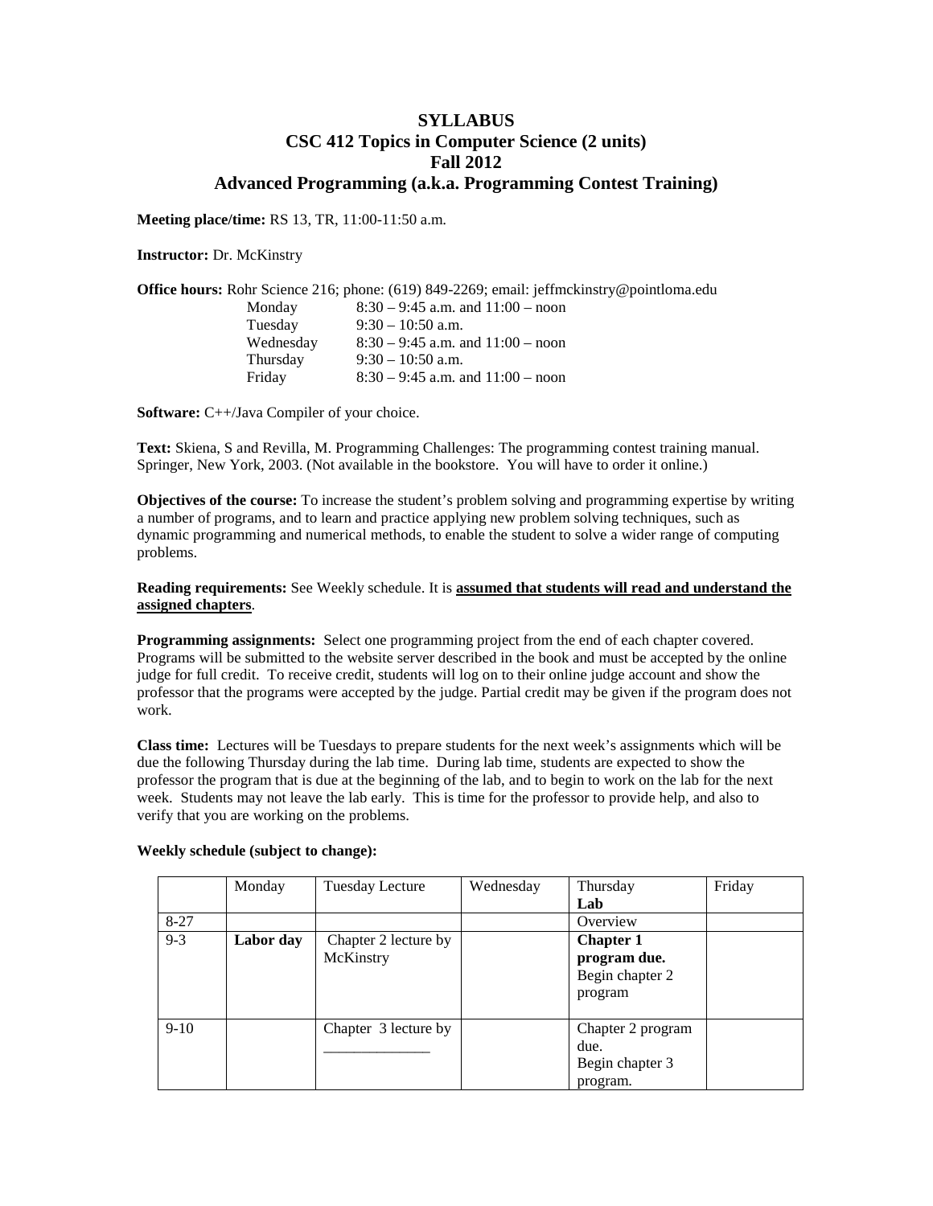# SYLLABUS
# CSC 412 Topics in Computer Science (2 units)
# Fall 2012
# Advanced Programming (a.k.a. Programming Contest Training)

**Meeting place/time:** RS 13, TR, 11:00-11:50 a.m.

**Instructor:** Dr. McKinstry

**Office hours:** Rohr Science 216; phone: (619) 849-2269; email: jeffmckinstry@pointloma.edu

| | |
|---|---|
| Monday | 8:30 – 9:45 a.m. and 11:00 – noon |
| Tuesday | 9:30 – 10:50 a.m. |
| Wednesday | 8:30 – 9:45 a.m. and 11:00 – noon |
| Thursday | 9:30 – 10:50 a.m. |
| Friday | 8:30 – 9:45 a.m. and 11:00 – noon |

**Software:** C++/Java Compiler of your choice.

**Text:** Skiena, S and Revilla, M. Programming Challenges: The programming contest training manual. Springer, New York, 2003. (Not available in the bookstore. You will have to order it online.)

**Objectives of the course:** To increase the student's problem solving and programming expertise by writing a number of programs, and to learn and practice applying new problem solving techniques, such as dynamic programming and numerical methods, to enable the student to solve a wider range of computing problems.

**Reading requirements:** See Weekly schedule. It is **assumed that students will read and understand the assigned chapters**.

**Programming assignments:** Select one programming project from the end of each chapter covered. Programs will be submitted to the website server described in the book and must be accepted by the online judge for full credit. To receive credit, students will log on to their online judge account and show the professor that the programs were accepted by the judge. Partial credit may be given if the program does not work.

**Class time:** Lectures will be Tuesdays to prepare students for the next week's assignments which will be due the following Thursday during the lab time. During lab time, students are expected to show the professor the program that is due at the beginning of the lab, and to begin to work on the lab for the next week. Students may not leave the lab early. This is time for the professor to provide help, and also to verify that you are working on the problems.

**Weekly schedule (subject to change):**

| | Monday | Tuesday Lecture | Wednesday | Thursday **Lab** | Friday |
|---|---|---|---|---|---|
| 8-27 | | | | Overview | |
| 9-3 | **Labor day** | Chapter 2 lecture by McKinstry | | **Chapter 1 program due.** Begin chapter 2 program | |
| 9-10 | | Chapter 3 lecture by ______________ | | Chapter 2 program due. Begin chapter 3 program. | |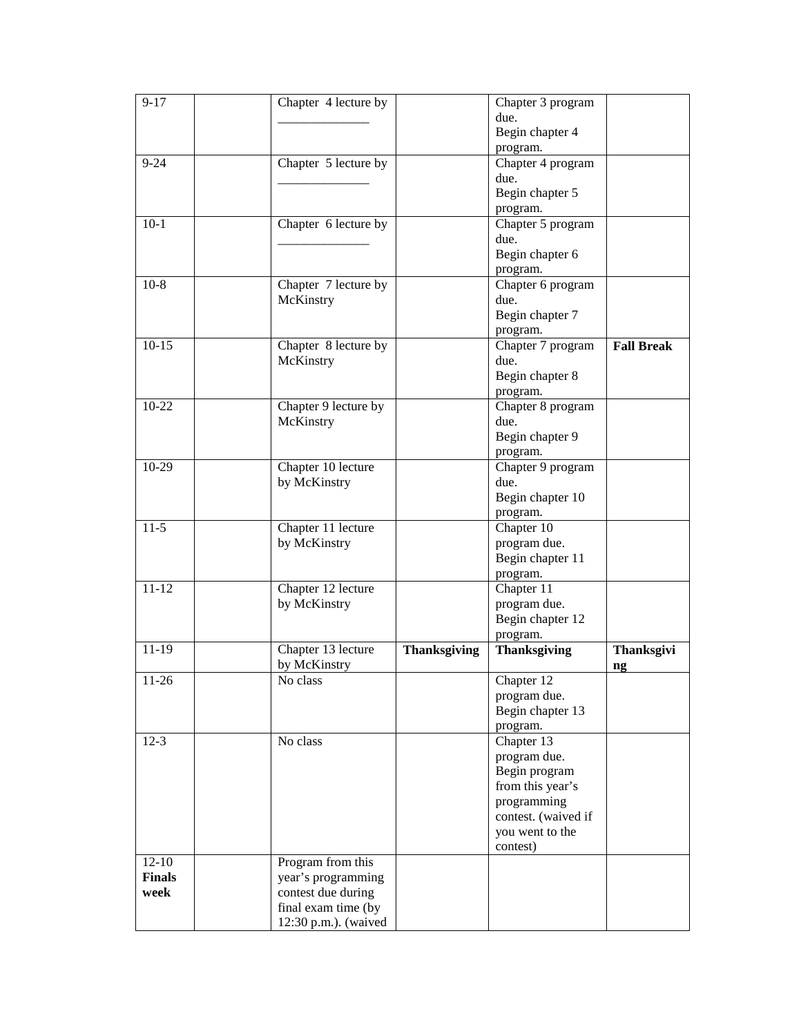| 9-17 | | Chapter 4 lecture by ______________ | | Chapter 3 program due. Begin chapter 4 program. | |
|---|---|---|---|---|---|
| 9-24 | | Chapter 5 lecture by ______________ | | Chapter 4 program due. Begin chapter 5 program. | |
| 10-1 | | Chapter 6 lecture by ______________ | | Chapter 5 program due. Begin chapter 6 program. | |
| 10-8 | | Chapter 7 lecture by McKinstry | | Chapter 6 program due. Begin chapter 7 program. | |
| 10-15 | | Chapter 8 lecture by McKinstry | | Chapter 7 program due. Begin chapter 8 program. | **Fall Break** |
| 10-22 | | Chapter 9 lecture by McKinstry | | Chapter 8 program due. Begin chapter 9 program. | |
| 10-29 | | Chapter 10 lecture by McKinstry | | Chapter 9 program due. Begin chapter 10 program. | |
| 11-5 | | Chapter 11 lecture by McKinstry | | Chapter 10 program due. Begin chapter 11 program. | |
| 11-12 | | Chapter 12 lecture by McKinstry | | Chapter 11 program due. Begin chapter 12 program. | |
| 11-19 | | Chapter 13 lecture by McKinstry | **Thanksgiving** | **Thanksgiving** | **Thanksgiving** |
| 11-26 | | No class | | Chapter 12 program due. Begin chapter 13 program. | |
| 12-3 | | No class | | Chapter 13 program due. Begin program from this year's programming contest. (waived if you went to the contest) | |
| 12-10 **Finals week** | | Program from this year's programming contest due during final exam time (by 12:30 p.m.). (waived | | | |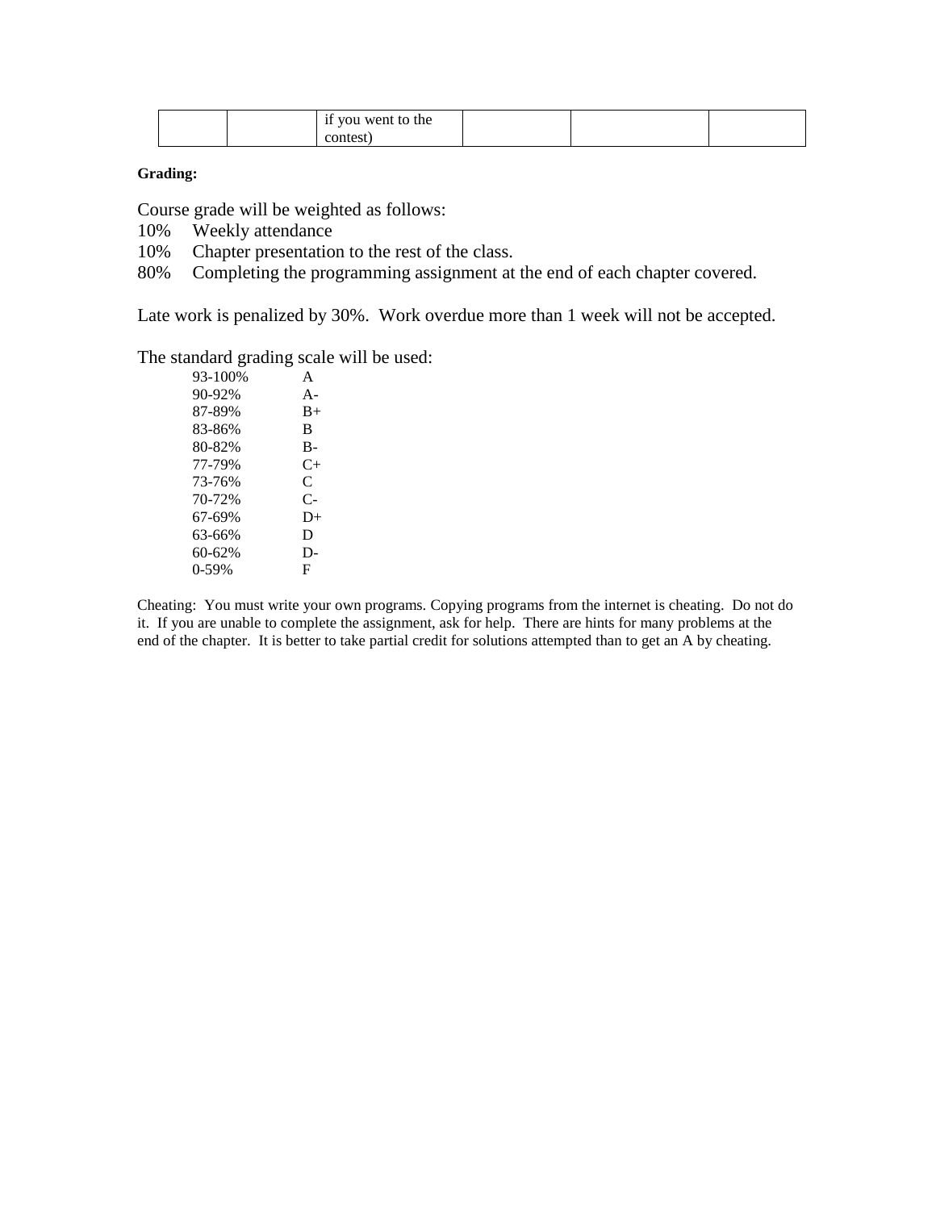| | | | | | |
|---|---|---|---|---|---|
| | | if you went to the contest) | | | |

**Grading:**

Course grade will be weighted as follows:

10% Weekly attendance
10% Chapter presentation to the rest of the class.
80% Completing the programming assignment at the end of each chapter covered.

Late work is penalized by 30%. Work overdue more than 1 week will not be accepted.

The standard grading scale will be used:

| | |
|---|---|
| 93-100% | A |
| 90-92% | A- |
| 87-89% | B+ |
| 83-86% | B |
| 80-82% | B- |
| 77-79% | C+ |
| 73-76% | C |
| 70-72% | C- |
| 67-69% | D+ |
| 63-66% | D |
| 60-62% | D- |
| 0-59% | F |

Cheating: You must write your own programs. Copying programs from the internet is cheating. Do not do it. If you are unable to complete the assignment, ask for help. There are hints for many problems at the end of the chapter. It is better to take partial credit for solutions attempted than to get an A by cheating.